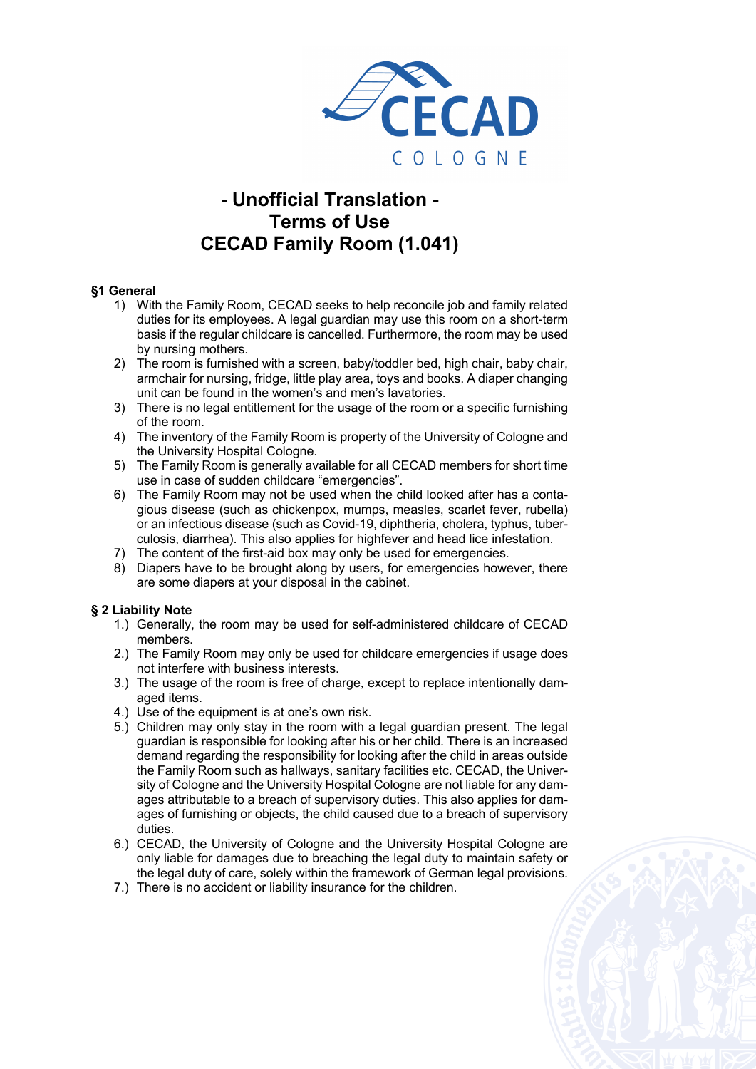# - Unofficial Translation - Terms of Use CECAD Family Room (1.041)

## §1 General

1) With the Family Room, CECAD seeks to help reconcile job and family related duties for its employees. A legal guardian may use this room on a short-term basis if the regular childcare is cancelled. Furthermore, the room may be used by nursing mothers.
2) The room is furnished with a screen, baby/toddler bed, high chair, baby chair, armchair for nursing, fridge, little play area, toys and books. A diaper changing unit can be found in the women's and men's lavatories.
3) There is no legal entitlement for the usage of the room or a specific furnishing of the room.
4) The inventory of the Family Room is property of the University of Cologne and the University Hospital Cologne.
5) The Family Room is generally available for all CECAD members for short time use in case of sudden childcare "emergencies".
6) The Family Room may not be used when the child looked after has a contagious disease (such as chickenpox, mumps, measles, scarlet fever, rubella) or an infectious disease (such as Covid-19, diphtheria, cholera, typhus, tuberculosis, diarrhea). This also applies for highfever and head lice infestation.
7) The content of the first-aid box may only be used for emergencies.
8) Diapers have to be brought along by users, for emergencies however, there are some diapers at your disposal in the cabinet.

## § 2 Liability Note

1.) Generally, the room may be used for self-administered childcare of CECAD members.
2.) The Family Room may only be used for childcare emergencies if usage does not interfere with business interests.
3.) The usage of the room is free of charge, except to replace intentionally damaged items.
4.) Use of the equipment is at one's own risk.
5.) Children may only stay in the room with a legal guardian present. The legal guardian is responsible for looking after his or her child. There is an increased demand regarding the responsibility for looking after the child in areas outside the Family Room such as hallways, sanitary facilities etc. CECAD, the University of Cologne and the University Hospital Cologne are not liable for any damages attributable to a breach of supervisory duties. This also applies for damages of furnishing or objects, the child caused due to a breach of supervisory duties.
6.) CECAD, the University of Cologne and the University Hospital Cologne are only liable for damages due to breaching the legal duty to maintain safety or the legal duty of care, solely within the framework of German legal provisions.
7.) There is no accident or liability insurance for the children.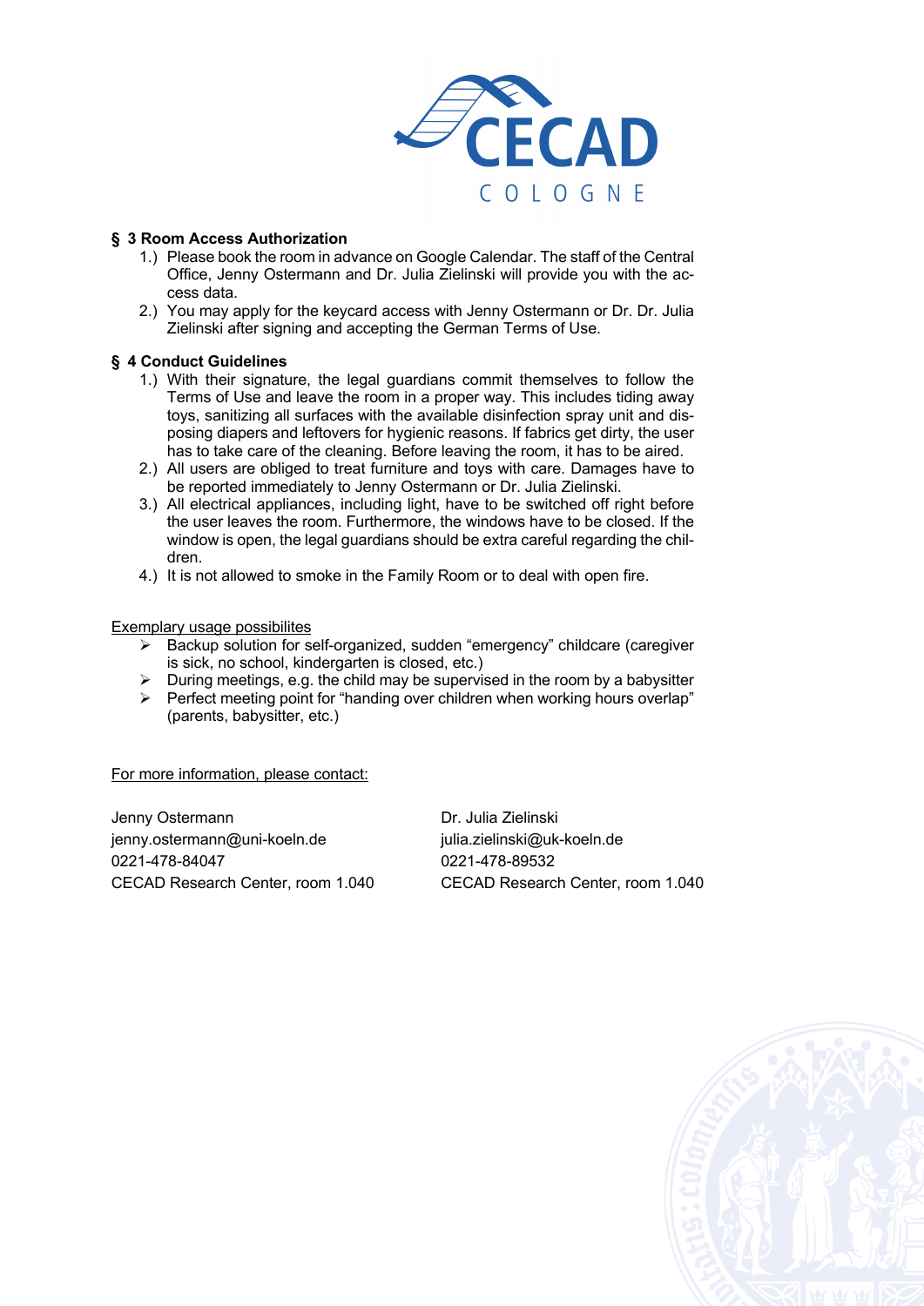## § 3 Room Access Authorization

1.) Please book the room in advance on Google Calendar. The staff of the Central Office, Jenny Ostermann and Dr. Julia Zielinski will provide you with the access data.
2.) You may apply for the keycard access with Jenny Ostermann or Dr. Dr. Julia Zielinski after signing and accepting the German Terms of Use.

## § 4 Conduct Guidelines

1.) With their signature, the legal guardians commit themselves to follow the Terms of Use and leave the room in a proper way. This includes tiding away toys, sanitizing all surfaces with the available disinfection spray unit and disposing diapers and leftovers for hygienic reasons. If fabrics get dirty, the user has to take care of the cleaning. Before leaving the room, it has to be aired.
2.) All users are obliged to treat furniture and toys with care. Damages have to be reported immediately to Jenny Ostermann or Dr. Julia Zielinski.
3.) All electrical appliances, including light, have to be switched off right before the user leaves the room. Furthermore, the windows have to be closed. If the window is open, the legal guardians should be extra careful regarding the children.
4.) It is not allowed to smoke in the Family Room or to deal with open fire.

<u>Exemplary usage possibilites</u>

- Backup solution for self-organized, sudden "emergency" childcare (caregiver is sick, no school, kindergarten is closed, etc.)
- During meetings, e.g. the child may be supervised in the room by a babysitter
- Perfect meeting point for "handing over children when working hours overlap" (parents, babysitter, etc.)

<u>For more information, please contact:</u>

Jenny Ostermann
jenny.ostermann@uni-koeln.de
0221-478-84047
CECAD Research Center, room 1.040

Dr. Julia Zielinski
julia.zielinski@uk-koeln.de
0221-478-89532
CECAD Research Center, room 1.040